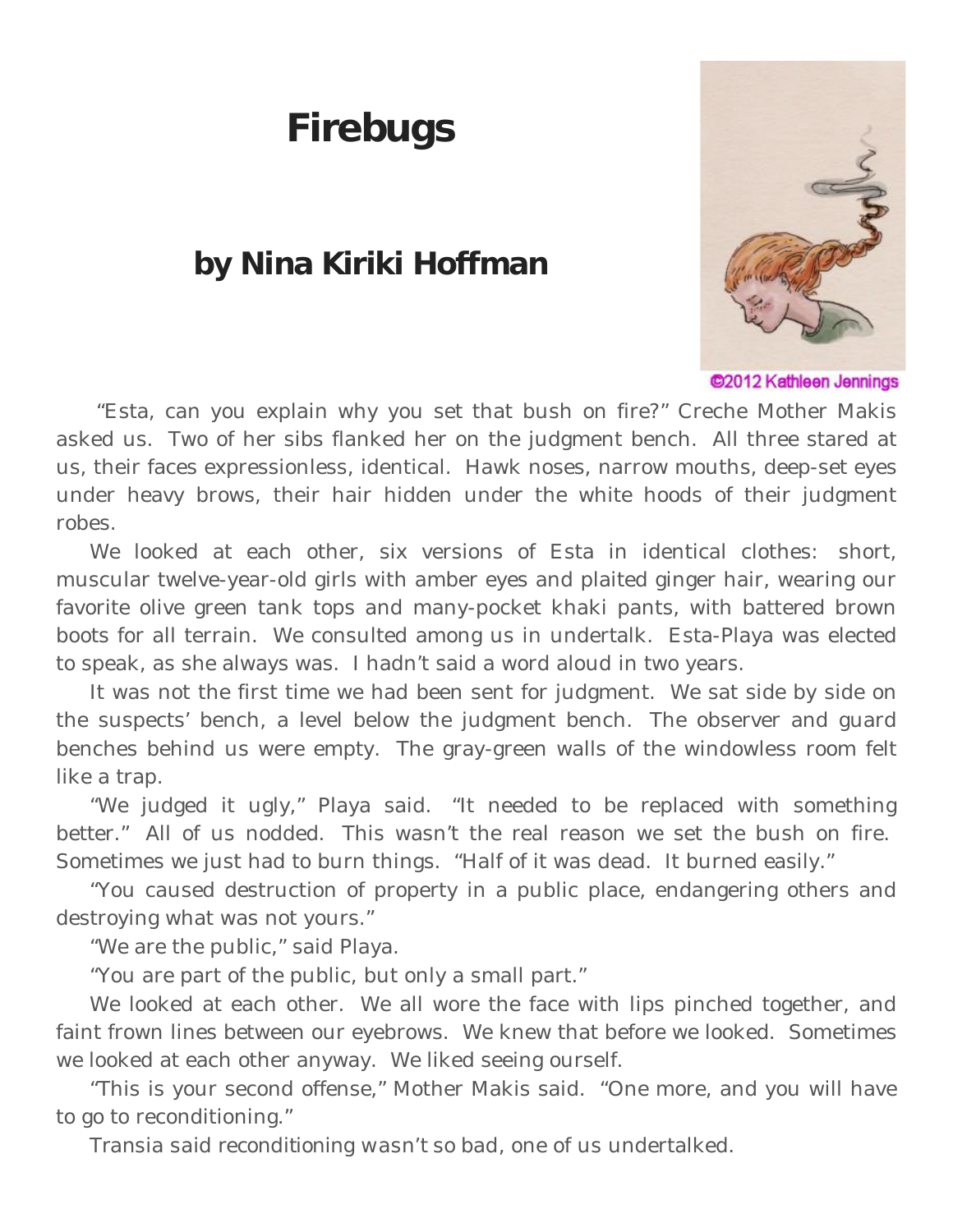# Firebugs

## by Nina Kiriki Hoffman

©2012 Kathleen Jennings

"Esta, can you explain why you set that bush on fire?" Creche Mother Makis asked us. Two of her sibs flanked her on the judgment bench. All three stared at us, their faces expressionless, identical. Hawk noses, narrow mouths, deep-set eyes under heavy brows, their hair hidden under the white hoods of their judgment robes.

We looked at each other, six versions of Esta in identical clothes: short, muscular twelve-year-old girls with amber eyes and plaited ginger hair, wearing our favorite olive green tank tops and many-pocket khaki pants, with battered brown boots for all terrain. We consulted among us in undertalk. Esta-Playa was elected to speak, as she always was. I hadn't said a word aloud in two years.

It was not the first time we had been sent for judgment. We sat side by side on the suspects' bench, a level below the judgment bench. The observer and guard benches behind us were empty. The gray-green walls of the windowless room felt like a trap.

"We judged it ugly," Playa said. "It needed to be replaced with something better." All of us nodded. This wasn't the real reason we set the bush on fire. Sometimes we just had to burn things. "Half of it was dead. It burned easily."

"You caused destruction of property in a public place, endangering others and destroying what was not yours."

"We are the public," said Playa.

"You are part of the public, but only a small part."

We looked at each other. We all wore the face with lips pinched together, and faint frown lines between our eyebrows. We knew that before we looked. Sometimes we looked at each other anyway. We liked seeing ourself.

"This is your second offense," Mother Makis said. "One more, and you will have to go to reconditioning."

Transia said reconditioning wasn't so bad, one of us undertalked.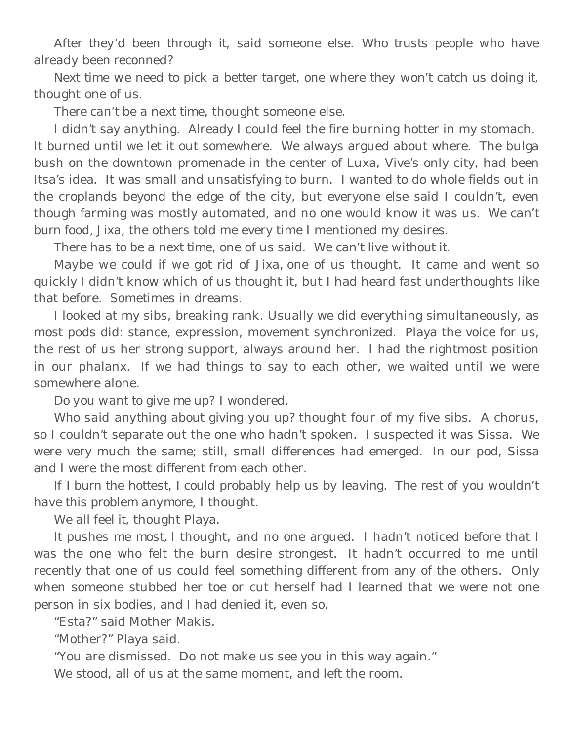After they'd been through it, said someone else. Who trusts people who have already been reconned?

Next time we need to pick a better target, one where they won't catch us doing it, thought one of us.

There can't be a next time, thought someone else.

I didn't say anything. Already I could feel the fire burning hotter in my stomach. It burned until we let it out somewhere. We always argued about where. The bulga bush on the downtown promenade in the center of Luxa, Vive's only city, had been Itsa's idea. It was small and unsatisfying to burn. I wanted to do whole fields out in the croplands beyond the edge of the city, but everyone else said I couldn't, even though farming was mostly automated, and no one would know it was us. We can't burn food, Jixa, the others told me every time I mentioned my desires.

There has to be a next time, one of us said. We can't live without it.

Maybe we could if we got rid of Jixa, one of us thought. It came and went so quickly I didn't know which of us thought it, but I had heard fast underthoughts like that before. Sometimes in dreams.

I looked at my sibs, breaking rank. Usually we did everything simultaneously, as most pods did: stance, expression, movement synchronized. Playa the voice for us, the rest of us her strong support, always around her. I had the rightmost position in our phalanx. If we had things to say to each other, we waited until we were somewhere alone.

Do you want to give me up? I wondered.

Who said anything about giving you up? thought four of my five sibs. A chorus, so I couldn't separate out the one who hadn't spoken. I suspected it was Sissa. We were very much the same; still, small differences had emerged. In our pod, Sissa and I were the most different from each other.

If I burn the hottest, I could probably help us by leaving. The rest of you wouldn't have this problem anymore, I thought.

We all feel it, thought Playa.

It pushes me most, I thought, and no one argued. I hadn't noticed before that I was the one who felt the burn desire strongest. It hadn't occurred to me until recently that one of us could feel something different from any of the others. Only when someone stubbed her toe or cut herself had I learned that we were not one person in six bodies, and I had denied it, even so.

"Esta?" said Mother Makis.

"Mother?" Playa said.

"You are dismissed. Do not make us see you in this way again."

We stood, all of us at the same moment, and left the room.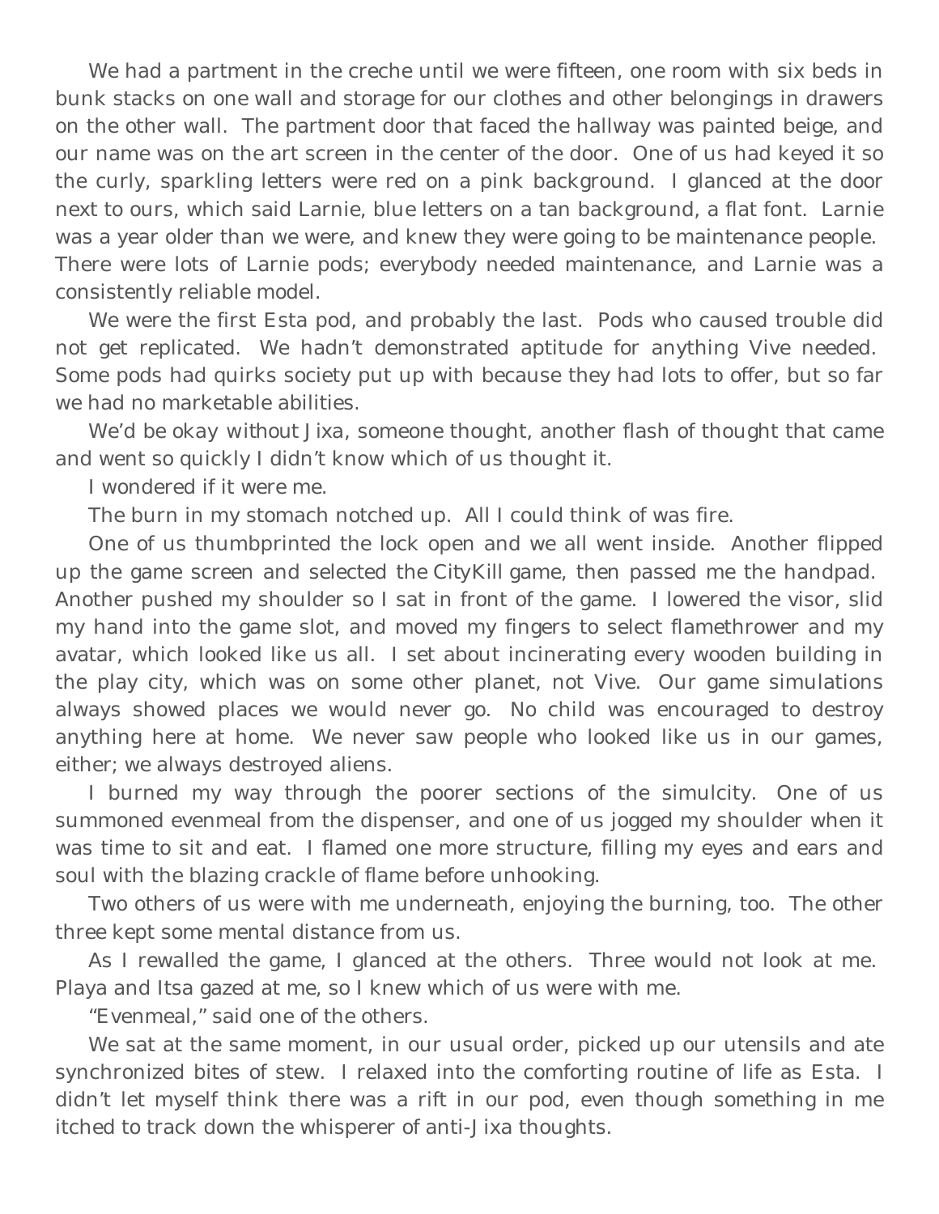We had a partment in the creche until we were fifteen, one room with six beds in bunk stacks on one wall and storage for our clothes and other belongings in drawers on the other wall. The partment door that faced the hallway was painted beige, and our name was on the art screen in the center of the door. One of us had keyed it so the curly, sparkling letters were red on a pink background. I glanced at the door next to ours, which said Larnie, blue letters on a tan background, a flat font. Larnie was a year older than we were, and knew they were going to be maintenance people. There were lots of Larnie pods; everybody needed maintenance, and Larnie was a consistently reliable model.

We were the first Esta pod, and probably the last. Pods who caused trouble did not get replicated. We hadn't demonstrated aptitude for anything Vive needed. Some pods had quirks society put up with because they had lots to offer, but so far we had no marketable abilities.

*We'd be okay without Jixa*, someone thought, another flash of thought that came and went so quickly I didn't know which of us thought it.

I wondered if it were me.

The burn in my stomach notched up. All I could think of was fire.

One of us thumbprinted the lock open and we all went inside. Another flipped up the game screen and selected the *CityKill* game, then passed me the handpad. Another pushed my shoulder so I sat in front of the game. I lowered the visor, slid my hand into the game slot, and moved my fingers to select flamethrower and my avatar, which looked like us all. I set about incinerating every wooden building in the play city, which was on some other planet, not Vive. Our game simulations always showed places we would never go. No child was encouraged to destroy anything here at home. We never saw people who looked like us in our games, either; we always destroyed aliens.

I burned my way through the poorer sections of the simulcity. One of us summoned evenmeal from the dispenser, and one of us jogged my shoulder when it was time to sit and eat. I flamed one more structure, filling my eyes and ears and soul with the blazing crackle of flame before unhooking.

Two others of us were with me underneath, enjoying the burning, too. The other three kept some mental distance from us.

As I rewalled the game, I glanced at the others. Three would not look at me. Playa and Itsa gazed at me, so I knew which of us were with me.

"Evenmeal," said one of the others.

We sat at the same moment, in our usual order, picked up our utensils and ate synchronized bites of stew. I relaxed into the comforting routine of life as Esta. I didn't let myself think there was a rift in our pod, even though something in me itched to track down the whisperer of anti-Jixa thoughts.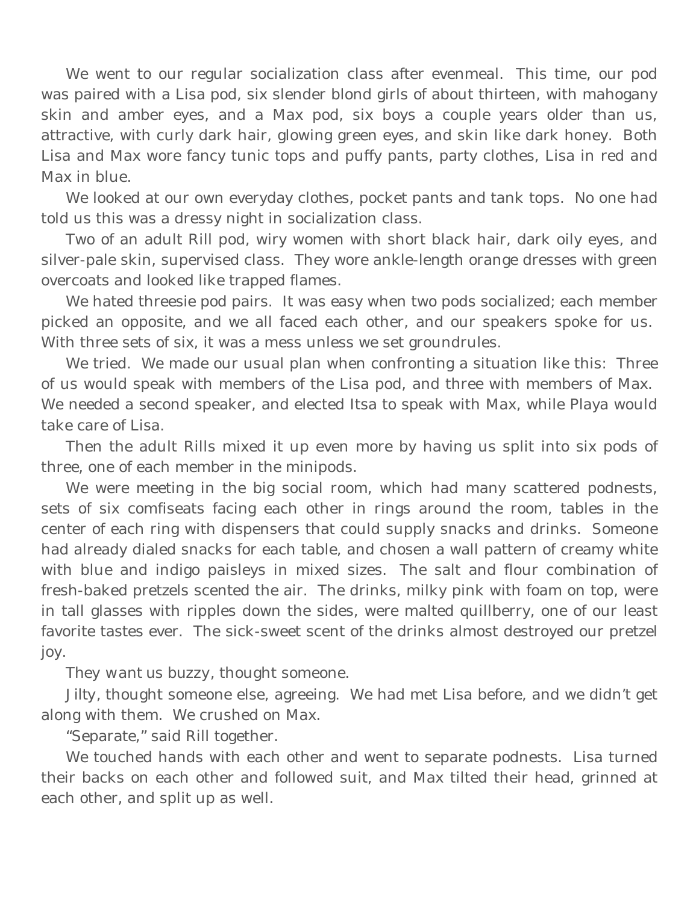We went to our regular socialization class after evenmeal. This time, our pod was paired with a Lisa pod, six slender blond girls of about thirteen, with mahogany skin and amber eyes, and a Max pod, six boys a couple years older than us, attractive, with curly dark hair, glowing green eyes, and skin like dark honey. Both Lisa and Max wore fancy tunic tops and puffy pants, party clothes, Lisa in red and Max in blue.

We looked at our own everyday clothes, pocket pants and tank tops. No one had told us this was a dressy night in socialization class.

Two of an adult Rill pod, wiry women with short black hair, dark oily eyes, and silver-pale skin, supervised class. They wore ankle-length orange dresses with green overcoats and looked like trapped flames.

We hated threesie pod pairs. It was easy when two pods socialized; each member picked an opposite, and we all faced each other, and our speakers spoke for us. With three sets of six, it was a mess unless we set groundrules.

We tried. We made our usual plan when confronting a situation like this: Three of us would speak with members of the Lisa pod, and three with members of Max. We needed a second speaker, and elected Itsa to speak with Max, while Playa would take care of Lisa.

Then the adult Rills mixed it up even more by having us split into six pods of three, one of each member in the minipods.

We were meeting in the big social room, which had many scattered podnests, sets of six comfiseats facing each other in rings around the room, tables in the center of each ring with dispensers that could supply snacks and drinks. Someone had already dialed snacks for each table, and chosen a wall pattern of creamy white with blue and indigo paisleys in mixed sizes. The salt and flour combination of fresh-baked pretzels scented the air. The drinks, milky pink with foam on top, were in tall glasses with ripples down the sides, were malted quillberry, one of our least favorite tastes ever. The sick-sweet scent of the drinks almost destroyed our pretzel joy.

*They want us buzzy,* thought someone.

*Jilty,* thought someone else, agreeing. We had met Lisa before, and we didn't get along with them. We crushed on Max.

"Separate," said Rill together.

We touched hands with each other and went to separate podnests. Lisa turned their backs on each other and followed suit, and Max tilted their head, grinned at each other, and split up as well.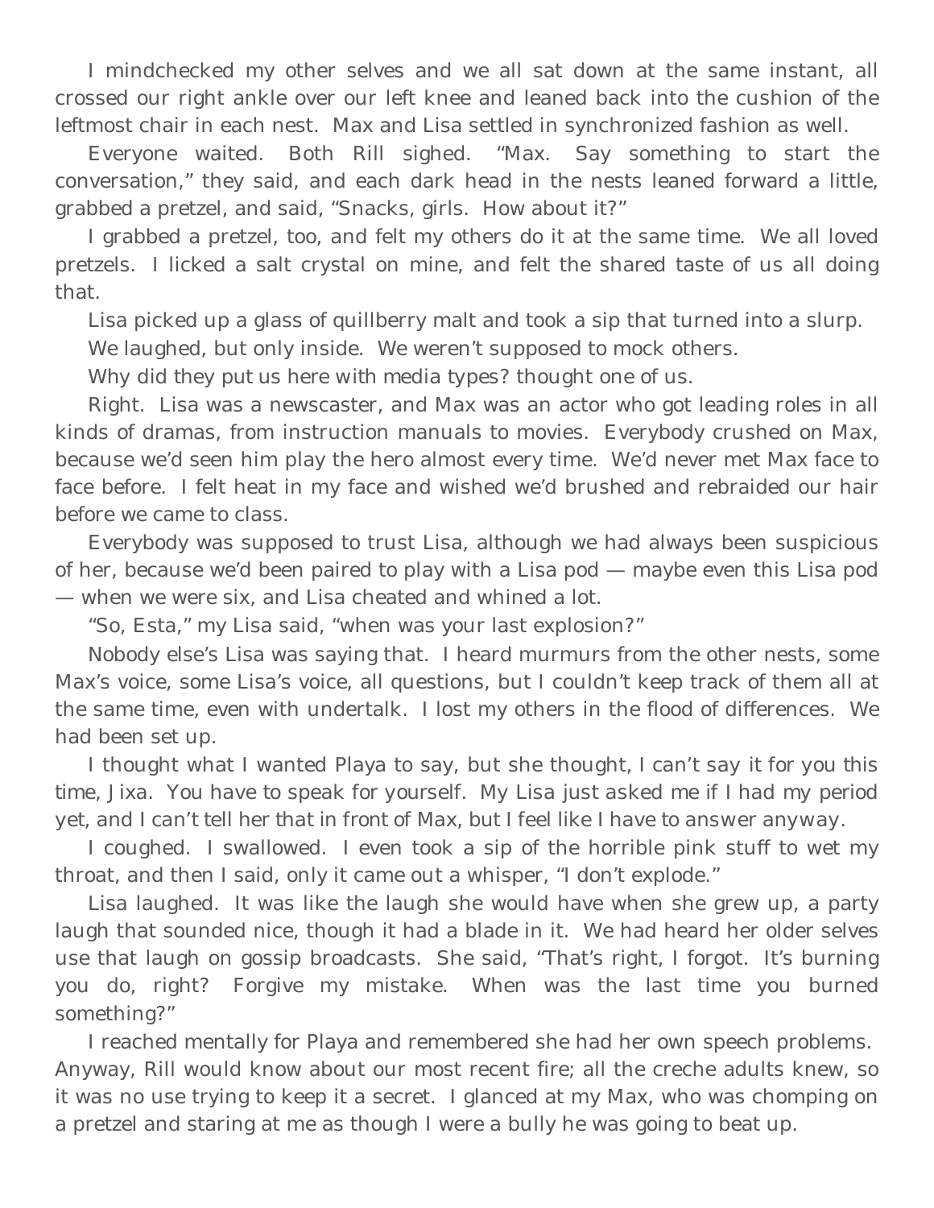I mindchecked my other selves and we all sat down at the same instant, all crossed our right ankle over our left knee and leaned back into the cushion of the leftmost chair in each nest. Max and Lisa settled in synchronized fashion as well.

Everyone waited. Both Rill sighed. "Max. Say something to start the conversation," they said, and each dark head in the nests leaned forward a little, grabbed a pretzel, and said, "Snacks, girls. How about it?"

I grabbed a pretzel, too, and felt my others do it at the same time. We all loved pretzels. I licked a salt crystal on mine, and felt the shared taste of us all doing that.

Lisa picked up a glass of quillberry malt and took a sip that turned into a slurp.

We laughed, but only inside. We weren't supposed to mock others.

*Why did they put us here with media types?* thought one of us.

Right. Lisa was a newscaster, and Max was an actor who got leading roles in all kinds of dramas, from instruction manuals to movies. Everybody crushed on Max, because we'd seen him play the hero almost every time. We'd never met Max face to face before. I felt heat in my face and wished we'd brushed and rebraided our hair before we came to class.

Everybody was supposed to trust Lisa, although we had always been suspicious of her, because we'd been paired to play with a Lisa pod — maybe even this Lisa pod — when we were six, and Lisa cheated and whined a lot.

"So, Esta," my Lisa said, "when was your last explosion?"

Nobody else's Lisa was saying that. I heard murmurs from the other nests, some Max's voice, some Lisa's voice, all questions, but I couldn't keep track of them all at the same time, even with undertalk. I lost my others in the flood of differences. We had been set up.

I thought what I wanted Playa to say, but she thought, *I can't say it for you this time, Jixa. You have to speak for yourself. My Lisa just asked me if I had my period yet, and I can't tell her that in front of Max, but I feel like I have to answer anyway.*

I coughed. I swallowed. I even took a sip of the horrible pink stuff to wet my throat, and then I said, only it came out a whisper, "I don't explode."

Lisa laughed. It was like the laugh she would have when she grew up, a party laugh that sounded nice, though it had a blade in it. We had heard her older selves use that laugh on gossip broadcasts. She said, "That's right, I forgot. It's burning you do, right? Forgive my mistake. When was the last time you burned something?"

I reached mentally for Playa and remembered she had her own speech problems. Anyway, Rill would know about our most recent fire; all the creche adults knew, so it was no use trying to keep it a secret. I glanced at my Max, who was chomping on a pretzel and staring at me as though I were a bully he was going to beat up.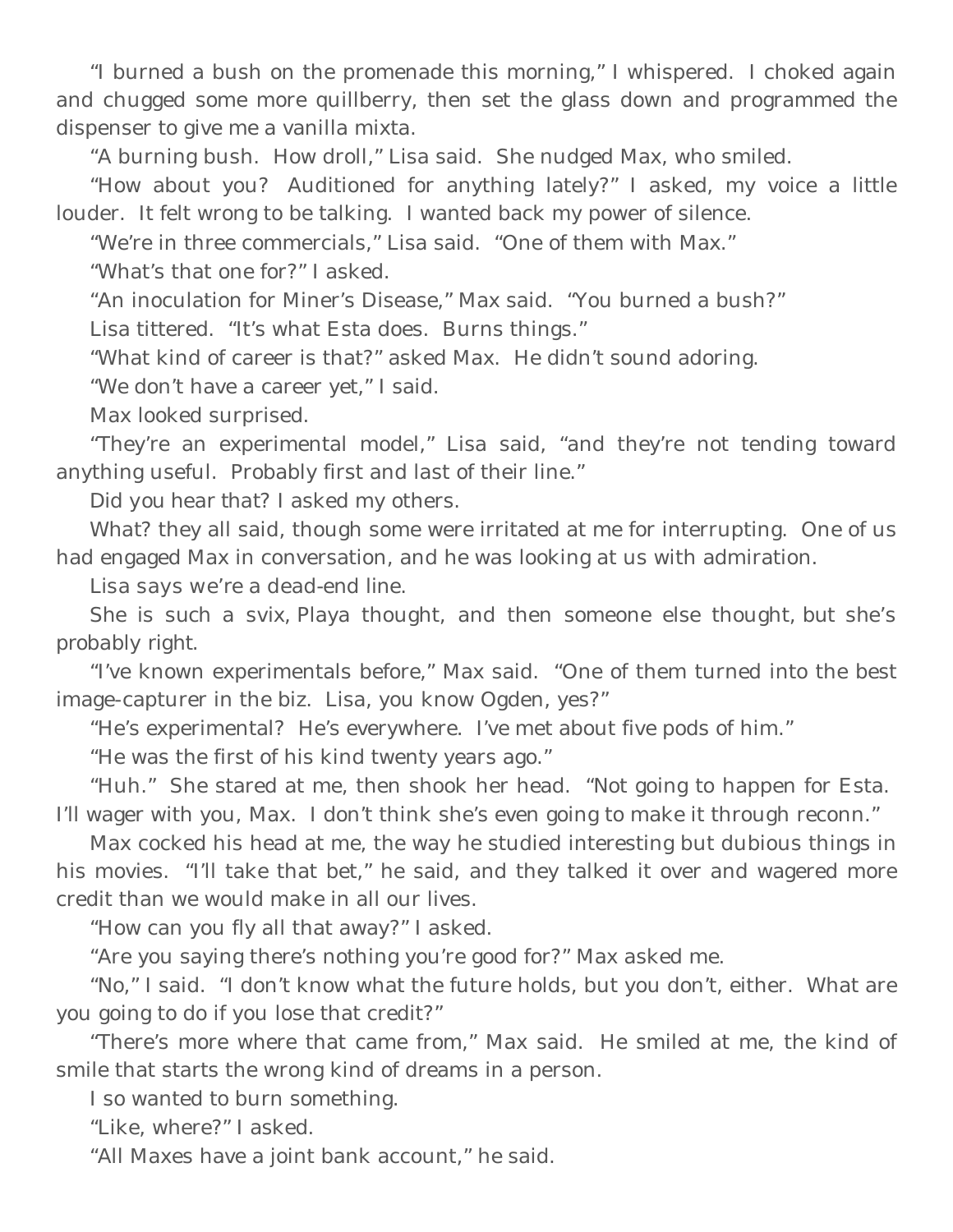"I burned a bush on the promenade this morning," I whispered. I choked again and chugged some more quillberry, then set the glass down and programmed the dispenser to give me a vanilla mixta.

"A burning bush. How droll," Lisa said. She nudged Max, who smiled.

"How about you? Auditioned for anything lately?" I asked, my voice a little louder. It felt wrong to be talking. I wanted back my power of silence.

"We're in three commercials," Lisa said. "One of them with Max."

"What's that one for?" I asked.

"An inoculation for Miner's Disease," Max said. "You burned a bush?"

Lisa tittered. "It's what Esta does. Burns things."

"What kind of career is that?" asked Max. He didn't sound adoring.

"We don't have a career yet," I said.

Max looked surprised.

"They're an experimental model," Lisa said, "and they're not tending toward anything useful. Probably first and last of their line."

*Did you hear that?* I asked my others.

*What?* they all said, though some were irritated at me for interrupting. One of us had engaged Max in conversation, and he was looking at us with admiration.

*Lisa says we're a dead-end line.*

*She is such a svix,* Playa thought, and then someone else thought, *but she's probably right.*

"I've known experimentals before," Max said. "One of them turned into the best image-capturer in the biz. Lisa, you know Ogden, yes?"

"He's experimental? He's everywhere. I've met about five pods of him."

"He was the first of his kind twenty years ago."

"Huh." She stared at me, then shook her head. "Not going to happen for Esta. I'll wager with you, Max. I don't think she's even going to make it through reconn."

Max cocked his head at me, the way he studied interesting but dubious things in his movies. "I'll take that bet," he said, and they talked it over and wagered more credit than we would make in all our lives.

"How can you fly all that away?" I asked.

"Are you saying there's nothing you're good for?" Max asked me.

"No," I said. "I don't know what the future holds, but you don't, either. What are you going to do if you lose that credit?"

"There's more where that came from," Max said. He smiled at me, the kind of smile that starts the wrong kind of dreams in a person.

I so wanted to burn something.

"Like, where?" I asked.

"All Maxes have a joint bank account," he said.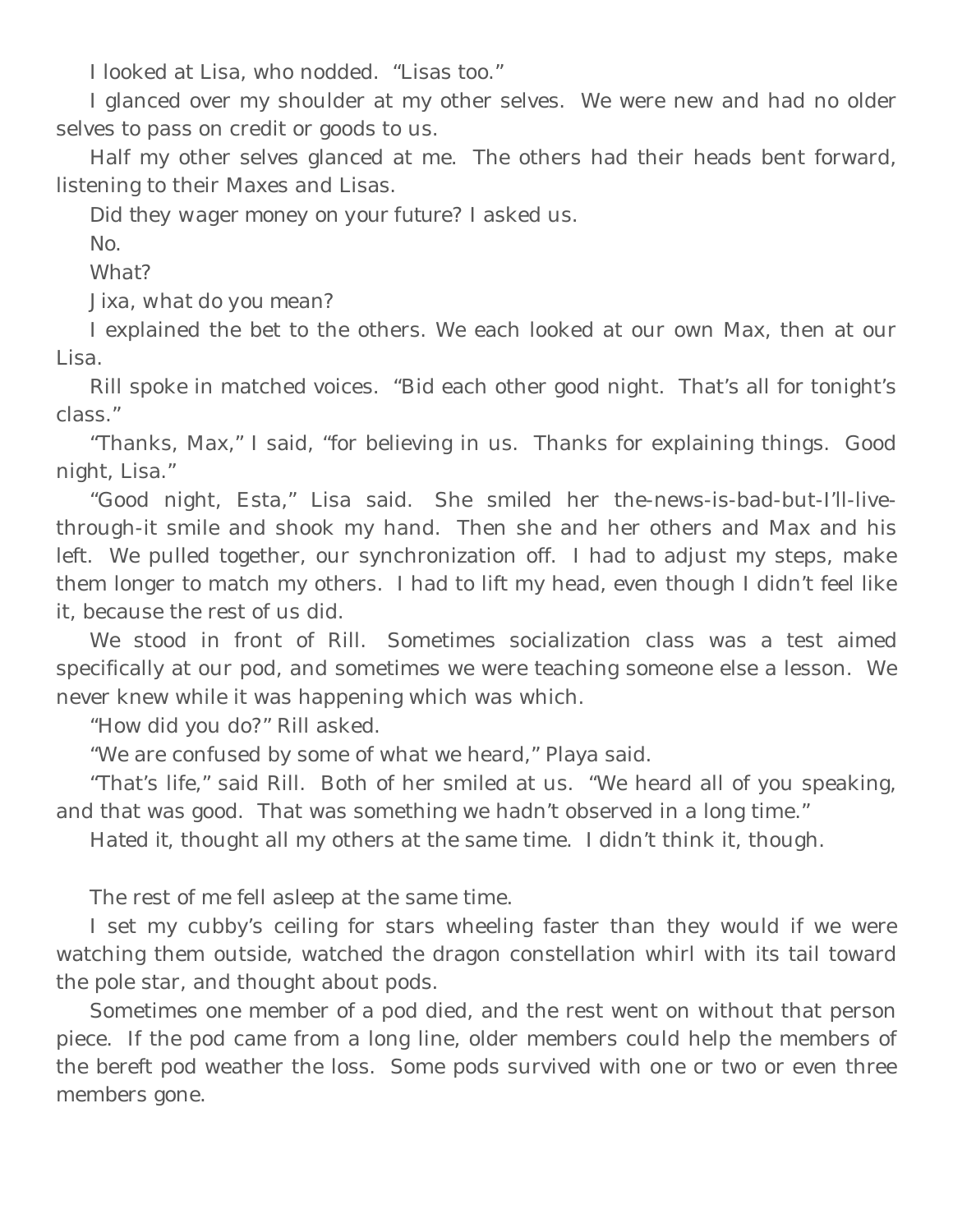I looked at Lisa, who nodded. "Lisas too."

I glanced over my shoulder at my other selves. We were new and had no older selves to pass on credit or goods to us.

Half my other selves glanced at me. The others had their heads bent forward, listening to their Maxes and Lisas.

*Did they wager money on your future?* I asked us.

*No.*

*What?*

*Jixa, what do you mean?*

I explained the bet to the others. We each looked at our own Max, then at our Lisa.

Rill spoke in matched voices. "Bid each other good night. That's all for tonight's class."

"Thanks, Max," I said, "for believing in us. Thanks for explaining things. Good night, Lisa."

"Good night, Esta," Lisa said. She smiled her the-news-is-bad-but-I'll-live-through-it smile and shook my hand. Then she and her others and Max and his left. We pulled together, our synchronization off. I had to adjust my steps, make them longer to match my others. I had to lift my head, even though I didn't feel like it, because the rest of us did.

We stood in front of Rill. Sometimes socialization class was a test aimed specifically at our pod, and sometimes we were teaching someone else a lesson. We never knew while it was happening which was which.

"How did you do?" Rill asked.

"We are confused by some of what we heard," Playa said.

"That's life," said Rill. Both of her smiled at us. "We heard all of you speaking, and that was good. That was something we hadn't observed in a long time."

*Hated it*, thought all my others at the same time. I didn't think it, though.

The rest of me fell asleep at the same time.

I set my cubby's ceiling for stars wheeling faster than they would if we were watching them outside, watched the dragon constellation whirl with its tail toward the pole star, and thought about pods.

Sometimes one member of a pod died, and the rest went on without that person piece. If the pod came from a long line, older members could help the members of the bereft pod weather the loss. Some pods survived with one or two or even three members gone.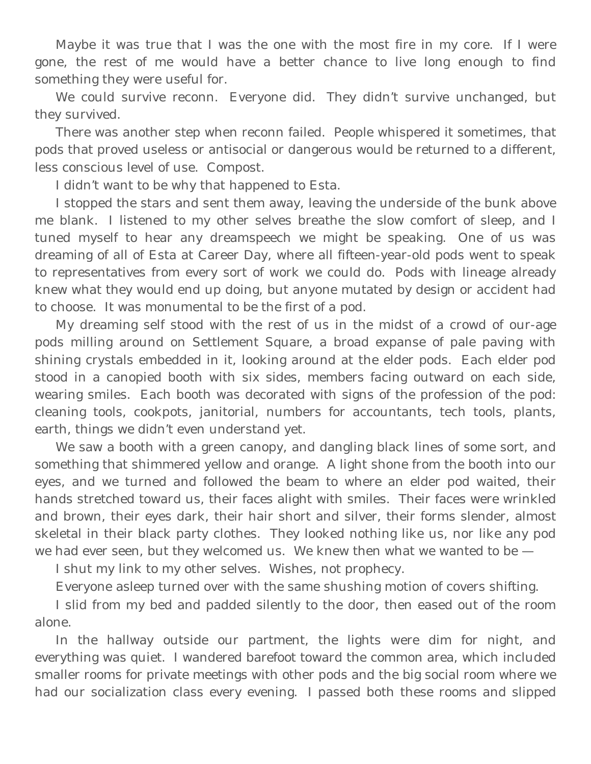Maybe it was true that I was the one with the most fire in my core. If I were gone, the rest of me would have a better chance to live long enough to find something they were useful for.

We could survive reconn. Everyone did. They didn't survive unchanged, but they survived.

There was another step when reconn failed. People whispered it sometimes, that pods that proved useless or antisocial or dangerous would be returned to a different, less conscious level of use. Compost.

I didn't want to be why that happened to Esta.

I stopped the stars and sent them away, leaving the underside of the bunk above me blank. I listened to my other selves breathe the slow comfort of sleep, and I tuned myself to hear any dreamspeech we might be speaking. One of us was dreaming of all of Esta at Career Day, where all fifteen-year-old pods went to speak to representatives from every sort of work we could do. Pods with lineage already knew what they would end up doing, but anyone mutated by design or accident had to choose. It was monumental to be the first of a pod.

My dreaming self stood with the rest of us in the midst of a crowd of our-age pods milling around on Settlement Square, a broad expanse of pale paving with shining crystals embedded in it, looking around at the elder pods. Each elder pod stood in a canopied booth with six sides, members facing outward on each side, wearing smiles. Each booth was decorated with signs of the profession of the pod: cleaning tools, cookpots, janitorial, numbers for accountants, tech tools, plants, earth, things we didn't even understand yet.

We saw a booth with a green canopy, and dangling black lines of some sort, and something that shimmered yellow and orange. A light shone from the booth into our eyes, and we turned and followed the beam to where an elder pod waited, their hands stretched toward us, their faces alight with smiles. Their faces were wrinkled and brown, their eyes dark, their hair short and silver, their forms slender, almost skeletal in their black party clothes. They looked nothing like us, nor like any pod we had ever seen, but they welcomed us. We knew then what we wanted to be —

I shut my link to my other selves. Wishes, not prophecy.

Everyone asleep turned over with the same shushing motion of covers shifting.

I slid from my bed and padded silently to the door, then eased out of the room alone.

In the hallway outside our partment, the lights were dim for night, and everything was quiet. I wandered barefoot toward the common area, which included smaller rooms for private meetings with other pods and the big social room where we had our socialization class every evening. I passed both these rooms and slipped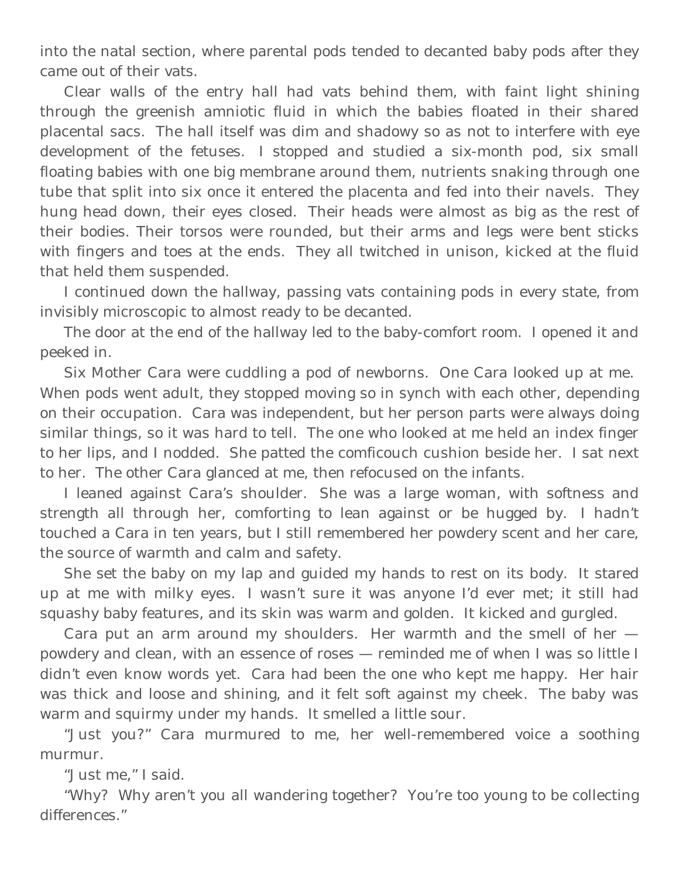into the natal section, where parental pods tended to decanted baby pods after they came out of their vats.

Clear walls of the entry hall had vats behind them, with faint light shining through the greenish amniotic fluid in which the babies floated in their shared placental sacs. The hall itself was dim and shadowy so as not to interfere with eye development of the fetuses. I stopped and studied a six-month pod, six small floating babies with one big membrane around them, nutrients snaking through one tube that split into six once it entered the placenta and fed into their navels. They hung head down, their eyes closed. Their heads were almost as big as the rest of their bodies. Their torsos were rounded, but their arms and legs were bent sticks with fingers and toes at the ends. They all twitched in unison, kicked at the fluid that held them suspended.

I continued down the hallway, passing vats containing pods in every state, from invisibly microscopic to almost ready to be decanted.

The door at the end of the hallway led to the baby-comfort room. I opened it and peeked in.

Six Mother Cara were cuddling a pod of newborns. One Cara looked up at me. When pods went adult, they stopped moving so in synch with each other, depending on their occupation. Cara was independent, but her person parts were always doing similar things, so it was hard to tell. The one who looked at me held an index finger to her lips, and I nodded. She patted the comficouch cushion beside her. I sat next to her. The other Cara glanced at me, then refocused on the infants.

I leaned against Cara's shoulder. She was a large woman, with softness and strength all through her, comforting to lean against or be hugged by. I hadn't touched a Cara in ten years, but I still remembered her powdery scent and her care, the source of warmth and calm and safety.

She set the baby on my lap and guided my hands to rest on its body. It stared up at me with milky eyes. I wasn't sure it was anyone I'd ever met; it still had squashy baby features, and its skin was warm and golden. It kicked and gurgled.

Cara put an arm around my shoulders. Her warmth and the smell of her — powdery and clean, with an essence of roses — reminded me of when I was so little I didn't even know words yet. Cara had been the one who kept me happy. Her hair was thick and loose and shining, and it felt soft against my cheek. The baby was warm and squirmy under my hands. It smelled a little sour.

"Just you?" Cara murmured to me, her well-remembered voice a soothing murmur.

"Just me," I said.

"Why? Why aren't you all wandering together? You're too young to be collecting differences."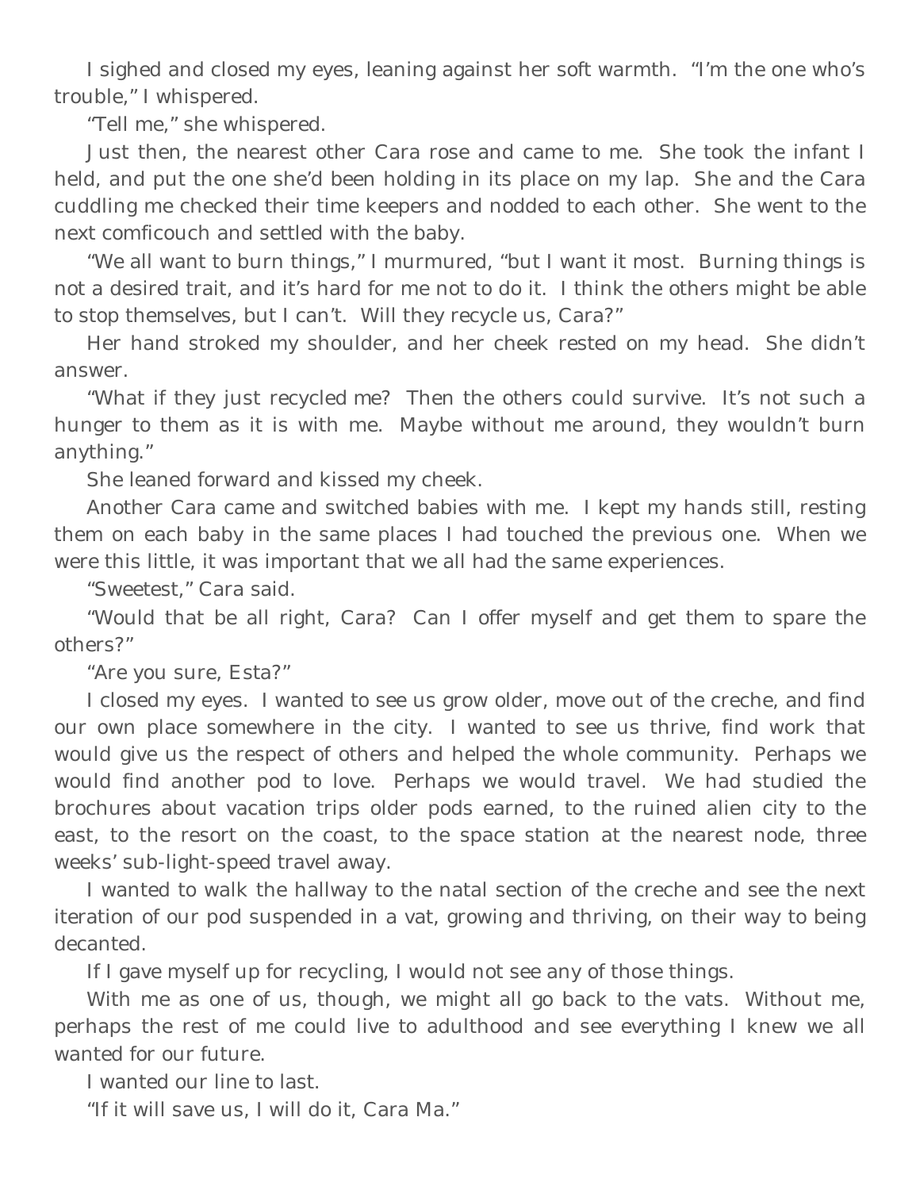I sighed and closed my eyes, leaning against her soft warmth. "I'm the one who's trouble," I whispered.

"Tell me," she whispered.

Just then, the nearest other Cara rose and came to me. She took the infant I held, and put the one she'd been holding in its place on my lap. She and the Cara cuddling me checked their time keepers and nodded to each other. She went to the next comficouch and settled with the baby.

"We all want to burn things," I murmured, "but I want it most. Burning things is not a desired trait, and it's hard for me not to do it. I think the others might be able to stop themselves, but I can't. Will they recycle us, Cara?"

Her hand stroked my shoulder, and her cheek rested on my head. She didn't answer.

"What if they just recycled me? Then the others could survive. It's not such a hunger to them as it is with me. Maybe without me around, they wouldn't burn anything."

She leaned forward and kissed my cheek.

Another Cara came and switched babies with me. I kept my hands still, resting them on each baby in the same places I had touched the previous one. When we were this little, it was important that we all had the same experiences.

"Sweetest," Cara said.

"Would that be all right, Cara? Can I offer myself and get them to spare the others?"

"Are you sure, Esta?"

I closed my eyes. I wanted to see us grow older, move out of the creche, and find our own place somewhere in the city. I wanted to see us thrive, find work that would give us the respect of others and helped the whole community. Perhaps we would find another pod to love. Perhaps we would travel. We had studied the brochures about vacation trips older pods earned, to the ruined alien city to the east, to the resort on the coast, to the space station at the nearest node, three weeks' sub-light-speed travel away.

I wanted to walk the hallway to the natal section of the creche and see the next iteration of our pod suspended in a vat, growing and thriving, on their way to being decanted.

If I gave myself up for recycling, I would not see any of those things.

With me as one of us, though, we might all go back to the vats. Without me, perhaps the rest of me could live to adulthood and see everything I knew we all wanted for our future.

I wanted our line to last.

"If it will save us, I will do it, Cara Ma."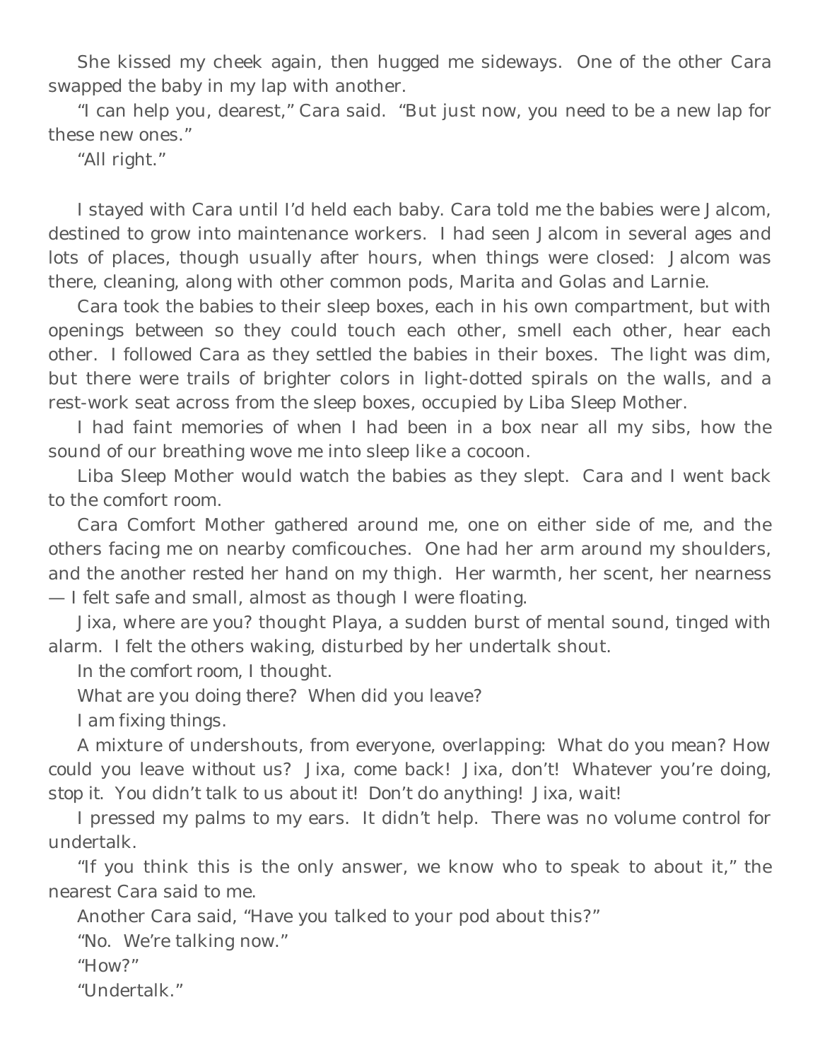She kissed my cheek again, then hugged me sideways. One of the other Cara swapped the baby in my lap with another.

"I can help you, dearest," Cara said. "But just now, you need to be a new lap for these new ones."

"All right."

I stayed with Cara until I'd held each baby. Cara told me the babies were Jalcom, destined to grow into maintenance workers. I had seen Jalcom in several ages and lots of places, though usually after hours, when things were closed: Jalcom was there, cleaning, along with other common pods, Marita and Golas and Larnie.

Cara took the babies to their sleep boxes, each in his own compartment, but with openings between so they could touch each other, smell each other, hear each other. I followed Cara as they settled the babies in their boxes. The light was dim, but there were trails of brighter colors in light-dotted spirals on the walls, and a rest-work seat across from the sleep boxes, occupied by Liba Sleep Mother.

I had faint memories of when I had been in a box near all my sibs, how the sound of our breathing wove me into sleep like a cocoon.

Liba Sleep Mother would watch the babies as they slept. Cara and I went back to the comfort room.

Cara Comfort Mother gathered around me, one on either side of me, and the others facing me on nearby comficouches. One had her arm around my shoulders, and the another rested her hand on my thigh. Her warmth, her scent, her nearness — I felt safe and small, almost as though I were floating.

*Jixa, where are you?* thought Playa, a sudden burst of mental sound, tinged with alarm. I felt the others waking, disturbed by her undertalk shout.

*In the comfort room*, I thought.

*What are you doing there? When did you leave?*

*I am fixing things.*

A mixture of undershouts, from everyone, overlapping: *What do you mean? How could you leave without us? Jixa, come back! Jixa, don't! Whatever you're doing, stop it. You didn't talk to us about it! Don't do anything! Jixa, wait!*

I pressed my palms to my ears. It didn't help. There was no volume control for undertalk.

"If you think this is the only answer, we know who to speak to about it," the nearest Cara said to me.

Another Cara said, "Have you talked to your pod about this?"

"No. We're talking now."

"How?"

"Undertalk."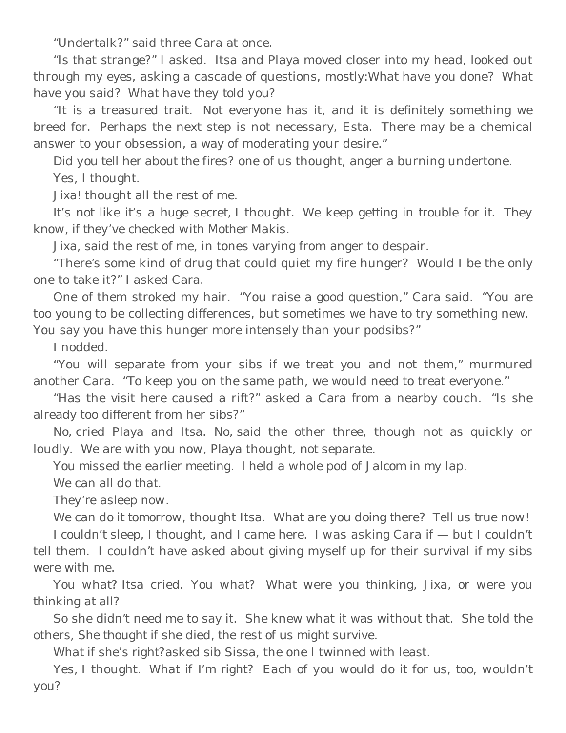"Undertalk?" said three Cara at once.

"Is that strange?" I asked. Itsa and Playa moved closer into my head, looked out through my eyes, asking a cascade of questions, mostly:*What have you done? What have you said? What have they told you?*

"It is a treasured trait. Not everyone has it, and it is definitely something we breed for. Perhaps the next step is not necessary, Esta. There may be a chemical answer to your obsession, a way of moderating your desire."

*Did you tell her about the fires?* one of us thought, anger a burning undertone.

*Yes,* I thought.

*Jixa!* thought all the rest of me.

*It's not like it's a huge secret,* I thought. *We keep getting in trouble for it. They know, if they've checked with Mother Makis.*

*Jixa,* said the rest of me, in tones varying from anger to despair.

"There's some kind of drug that could quiet my fire hunger? Would I be the only one to take it?" I asked Cara.

One of them stroked my hair. "You raise a good question," Cara said. "You are too young to be collecting differences, but sometimes we have to try something new. You say you have this hunger more intensely than your podsibs?"

I nodded.

"You will separate from your sibs if we treat you and not them," murmured another Cara. "To keep you on the same path, we would need to treat everyone."

"Has the visit here caused a rift?" asked a Cara from a nearby couch. "Is she already too different from her sibs?"

*No,* cried Playa and Itsa. *No,* said the other three, though not as quickly or loudly. *We are with you now,* Playa thought, *not separate.*

*You missed the earlier meeting. I held a whole pod of Jalcom in my lap.*

*We can all do that.*

*They're asleep now.*

*We can do it tomorrow,* thought Itsa. *What are you doing there? Tell us true now!*

*I couldn't sleep,* I thought, *and I came here. I was asking Cara if —* but I couldn't tell them. I couldn't have asked about giving myself up for their survival if my sibs were with me.

*You what?* Itsa cried. *You what? What were you thinking, Jixa, or were you thinking at all?*

So she didn't need me to say it. She knew what it was without that. She told the others, *She thought if she died, the rest of us might survive.*

*What if she's right?*asked sib Sissa, the one I twinned with least.

*Yes,* I thought. *What if I'm right? Each of you would do it for us, too, wouldn't you?*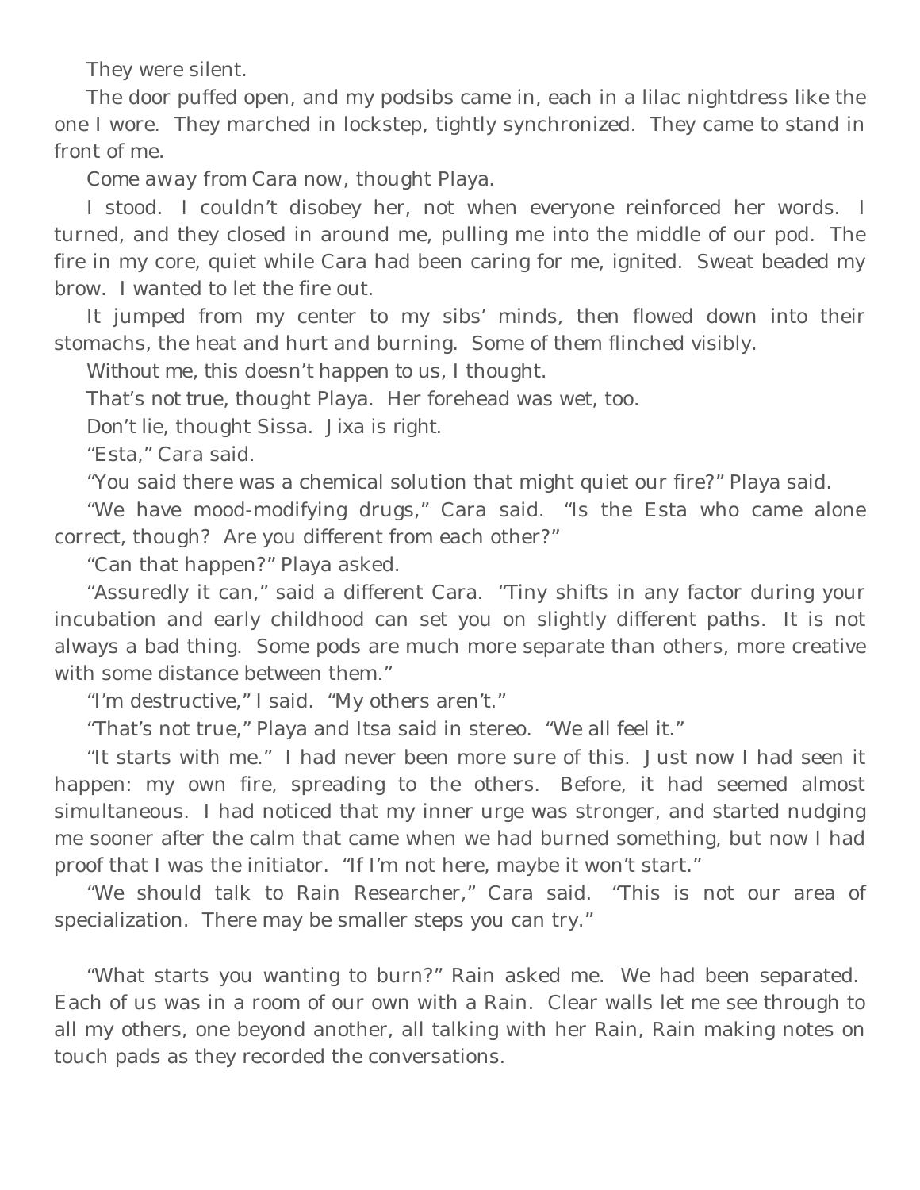They were silent.

The door puffed open, and my podsibs came in, each in a lilac nightdress like the one I wore. They marched in lockstep, tightly synchronized. They came to stand in front of me.

*Come away from Cara now,* thought Playa.

I stood. I couldn't disobey her, not when everyone reinforced her words. I turned, and they closed in around me, pulling me into the middle of our pod. The fire in my core, quiet while Cara had been caring for me, ignited. Sweat beaded my brow. I wanted to let the fire out.

It jumped from my center to my sibs' minds, then flowed down into their stomachs, the heat and hurt and burning. Some of them flinched visibly.

*Without me, this doesn't happen to us,* I thought.

*That's not true,* thought Playa. Her forehead was wet, too.

*Don't lie,* thought Sissa. *Jixa is right.*

"Esta," Cara said.

"You said there was a chemical solution that might quiet our fire?" Playa said.

"We have mood-modifying drugs," Cara said. "Is the Esta who came alone correct, though? Are you different from each other?"

"Can that happen?" Playa asked.

"Assuredly it can," said a different Cara. "Tiny shifts in any factor during your incubation and early childhood can set you on slightly different paths. It is not always a bad thing. Some pods are much more separate than others, more creative with some distance between them."

"I'm destructive," I said. "My others aren't."

"That's not true," Playa and Itsa said in stereo. "We all feel it."

"It starts with me." I had never been more sure of this. Just now I had seen it happen: my own fire, spreading to the others. Before, it had seemed almost simultaneous. I had noticed that my inner urge was stronger, and started nudging me sooner after the calm that came when we had burned something, but now I had proof that I was the initiator. "If I'm not here, maybe it won't start."

"We should talk to Rain Researcher," Cara said. "This is not our area of specialization. There may be smaller steps you can try."

"What starts you wanting to burn?" Rain asked me. We had been separated. Each of us was in a room of our own with a Rain. Clear walls let me see through to all my others, one beyond another, all talking with her Rain, Rain making notes on touch pads as they recorded the conversations.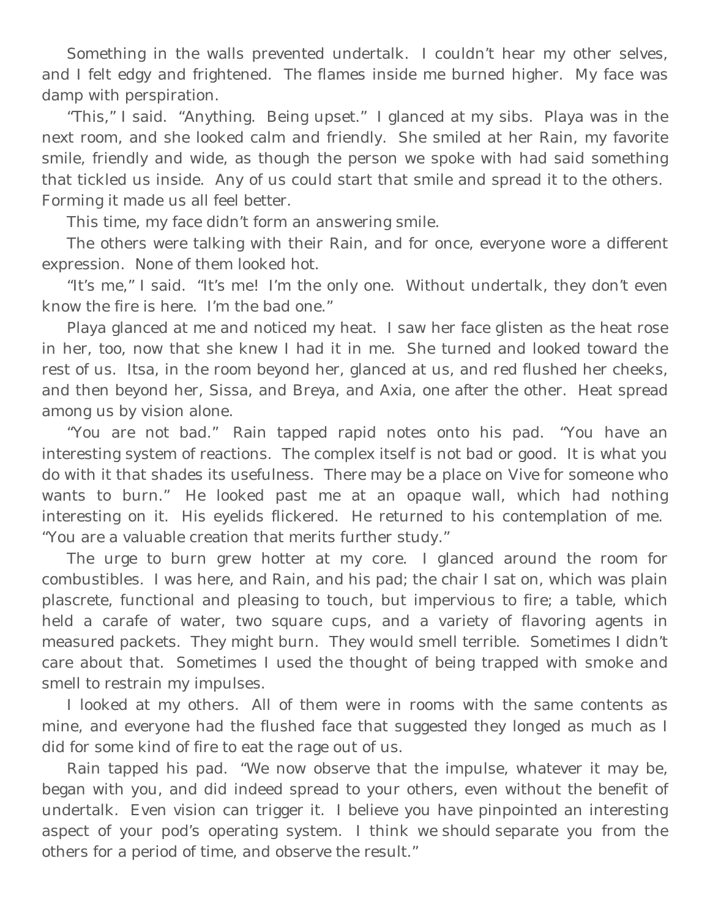Something in the walls prevented undertalk. I couldn't hear my other selves, and I felt edgy and frightened. The flames inside me burned higher. My face was damp with perspiration.

"This," I said. "Anything. Being upset." I glanced at my sibs. Playa was in the next room, and she looked calm and friendly. She smiled at her Rain, my favorite smile, friendly and wide, as though the person we spoke with had said something that tickled us inside. Any of us could start that smile and spread it to the others. Forming it made us all feel better.

This time, my face didn't form an answering smile.

The others were talking with their Rain, and for once, everyone wore a different expression. None of them looked hot.

"It's me," I said. "It's me! I'm the only one. Without undertalk, they don't even know the fire is here. I'm the bad one."

Playa glanced at me and noticed my heat. I saw her face glisten as the heat rose in her, too, now that she knew I had it in me. She turned and looked toward the rest of us. Itsa, in the room beyond her, glanced at us, and red flushed her cheeks, and then beyond her, Sissa, and Breya, and Axia, one after the other. Heat spread among us by vision alone.

"You are not bad." Rain tapped rapid notes onto his pad. "You have an interesting system of reactions. The complex itself is not bad or good. It is what you do with it that shades its usefulness. There may be a place on Vive for someone who wants to burn." He looked past me at an opaque wall, which had nothing interesting on it. His eyelids flickered. He returned to his contemplation of me. "You are a valuable creation that merits further study."

The urge to burn grew hotter at my core. I glanced around the room for combustibles. I was here, and Rain, and his pad; the chair I sat on, which was plain plascrete, functional and pleasing to touch, but impervious to fire; a table, which held a carafe of water, two square cups, and a variety of flavoring agents in measured packets. They might burn. They would smell terrible. Sometimes I didn't care about that. Sometimes I used the thought of being trapped with smoke and smell to restrain my impulses.

I looked at my others. All of them were in rooms with the same contents as mine, and everyone had the flushed face that suggested they longed as much as I did for some kind of fire to eat the rage out of us.

Rain tapped his pad. "We now observe that the impulse, whatever it may be, began with you, and did indeed spread to your others, even without the benefit of undertalk. Even vision can trigger it. I believe you have pinpointed an interesting aspect of your pod's operating system. I think we should separate you from the others for a period of time, and observe the result."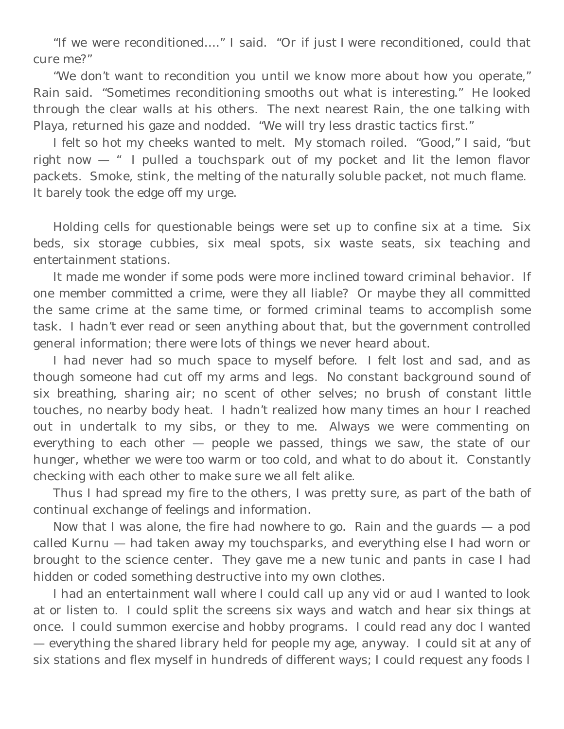"If we were reconditioned…." I said. "Or if just I were reconditioned, could that cure me?"

"We don't want to recondition you until we know more about how you operate," Rain said. "Sometimes reconditioning smooths out what is interesting." He looked through the clear walls at his others. The next nearest Rain, the one talking with Playa, returned his gaze and nodded. "We will try less drastic tactics first."

I felt so hot my cheeks wanted to melt. My stomach roiled. "Good," I said, "but right now — " I pulled a touchspark out of my pocket and lit the lemon flavor packets. Smoke, stink, the melting of the naturally soluble packet, not much flame. It barely took the edge off my urge.

Holding cells for questionable beings were set up to confine six at a time. Six beds, six storage cubbies, six meal spots, six waste seats, six teaching and entertainment stations.

It made me wonder if some pods were more inclined toward criminal behavior. If one member committed a crime, were they all liable? Or maybe they all committed the same crime at the same time, or formed criminal teams to accomplish some task. I hadn't ever read or seen anything about that, but the government controlled general information; there were lots of things we never heard about.

I had never had so much space to myself before. I felt lost and sad, and as though someone had cut off my arms and legs. No constant background sound of six breathing, sharing air; no scent of other selves; no brush of constant little touches, no nearby body heat. I hadn't realized how many times an hour I reached out in undertalk to my sibs, or they to me. Always we were commenting on everything to each other — people we passed, things we saw, the state of our hunger, whether we were too warm or too cold, and what to do about it. Constantly checking with each other to make sure we all felt alike.

Thus I had spread my fire to the others, I was pretty sure, as part of the bath of continual exchange of feelings and information.

Now that I was alone, the fire had nowhere to go. Rain and the guards — a pod called Kurnu — had taken away my touchsparks, and everything else I had worn or brought to the science center. They gave me a new tunic and pants in case I had hidden or coded something destructive into my own clothes.

I had an entertainment wall where I could call up any vid or aud I wanted to look at or listen to. I could split the screens six ways and watch and hear six things at once. I could summon exercise and hobby programs. I could read any doc I wanted — everything the shared library held for people my age, anyway. I could sit at any of six stations and flex myself in hundreds of different ways; I could request any foods I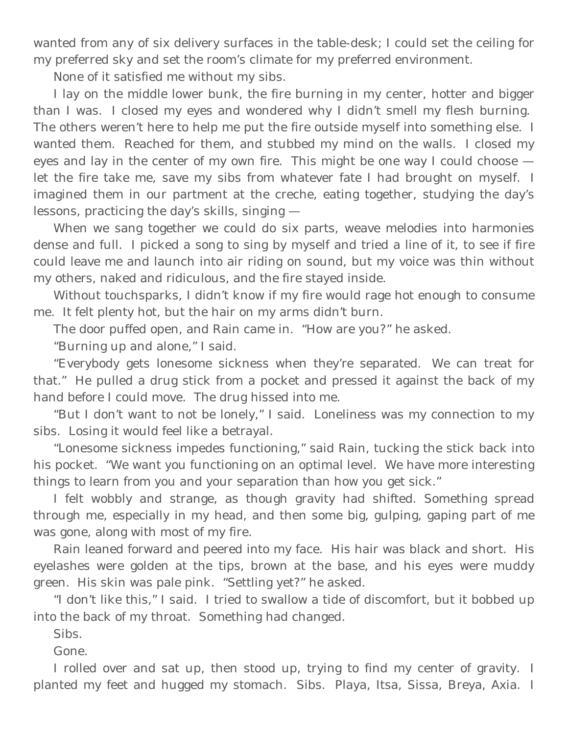wanted from any of six delivery surfaces in the table-desk; I could set the ceiling for my preferred sky and set the room's climate for my preferred environment.

None of it satisfied me without my sibs.

I lay on the middle lower bunk, the fire burning in my center, hotter and bigger than I was. I closed my eyes and wondered why I didn't smell my flesh burning. The others weren't here to help me put the fire outside myself into something else. I wanted them. Reached for them, and stubbed my mind on the walls. I closed my eyes and lay in the center of my own fire. This might be one way I could choose — let the fire take me, save my sibs from whatever fate I had brought on myself. I imagined them in our partment at the creche, eating together, studying the day's lessons, practicing the day's skills, singing —

When we sang together we could do six parts, weave melodies into harmonies dense and full. I picked a song to sing by myself and tried a line of it, to see if fire could leave me and launch into air riding on sound, but my voice was thin without my others, naked and ridiculous, and the fire stayed inside.

Without touchsparks, I didn't know if my fire would rage hot enough to consume me. It felt plenty hot, but the hair on my arms didn't burn.

The door puffed open, and Rain came in. "How are you?" he asked.

"Burning up and alone," I said.

"Everybody gets lonesome sickness when they're separated. We can treat for that." He pulled a drug stick from a pocket and pressed it against the back of my hand before I could move. The drug hissed into me.

"But I don't want to not be lonely," I said. Loneliness was my connection to my sibs. Losing it would feel like a betrayal.

"Lonesome sickness impedes functioning," said Rain, tucking the stick back into his pocket. "We want you functioning on an optimal level. We have more interesting things to learn from you and your separation than how you get sick."

I felt wobbly and strange, as though gravity had shifted. Something spread through me, especially in my head, and then some big, gulping, gaping part of me was gone, along with most of my fire.

Rain leaned forward and peered into my face. His hair was black and short. His eyelashes were golden at the tips, brown at the base, and his eyes were muddy green. His skin was pale pink. "Settling yet?" he asked.

"I don't like this," I said. I tried to swallow a tide of discomfort, but it bobbed up into the back of my throat. Something had changed.

Sibs.

Gone.

I rolled over and sat up, then stood up, trying to find my center of gravity. I planted my feet and hugged my stomach. Sibs. Playa, Itsa, Sissa, Breya, Axia. I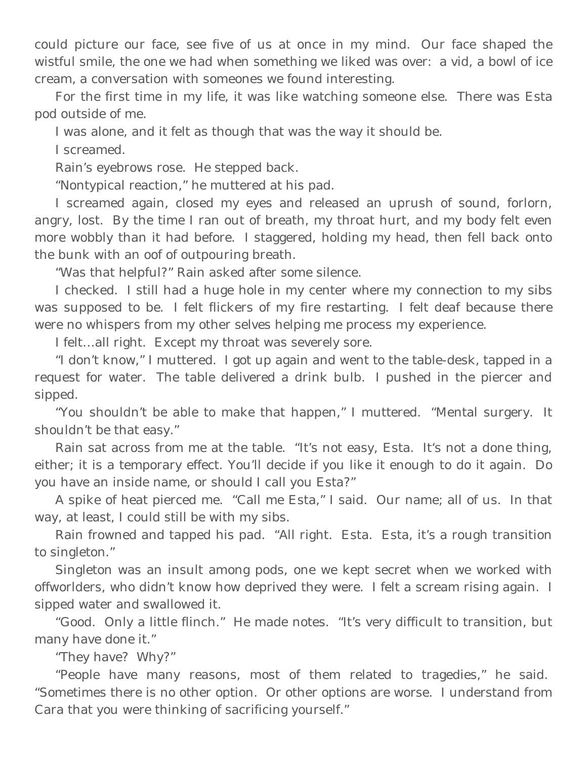could picture our face, see five of us at once in my mind. Our face shaped the wistful smile, the one we had when something we liked was over: a vid, a bowl of ice cream, a conversation with someones we found interesting.

For the first time in my life, it was like watching someone else. There was Esta pod outside of me.

I was alone, and it felt as though that was the way it should be.

I screamed.

Rain's eyebrows rose. He stepped back.

"Nontypical reaction," he muttered at his pad.

I screamed again, closed my eyes and released an uprush of sound, forlorn, angry, lost. By the time I ran out of breath, my throat hurt, and my body felt even more wobbly than it had before. I staggered, holding my head, then fell back onto the bunk with an oof of outpouring breath.

"Was that helpful?" Rain asked after some silence.

I checked. I still had a huge hole in my center where my connection to my sibs was supposed to be. I felt flickers of my fire restarting. I felt deaf because there were no whispers from my other selves helping me process my experience.

I felt…all right. Except my throat was severely sore.

"I don't know," I muttered. I got up again and went to the table-desk, tapped in a request for water. The table delivered a drink bulb. I pushed in the piercer and sipped.

"You shouldn't be able to make that happen," I muttered. "Mental surgery. It shouldn't be that easy."

Rain sat across from me at the table. "It's not easy, Esta. It's not a done thing, either; it is a temporary effect. You'll decide if you like it enough to do it again. Do you have an inside name, or should I call you Esta?"

A spike of heat pierced me. "Call me Esta," I said. Our name; all of us. In that way, at least, I could still be with my sibs.

Rain frowned and tapped his pad. "All right. Esta. Esta, it's a rough transition to singleton."

Singleton was an insult among pods, one we kept secret when we worked with offworlders, who didn't know how deprived they were. I felt a scream rising again. I sipped water and swallowed it.

"Good. Only a little flinch." He made notes. "It's very difficult to transition, but many have done it."

"They have? Why?"

"People have many reasons, most of them related to tragedies," he said. "Sometimes there is no other option. Or other options are worse. I understand from Cara that you were thinking of sacrificing yourself."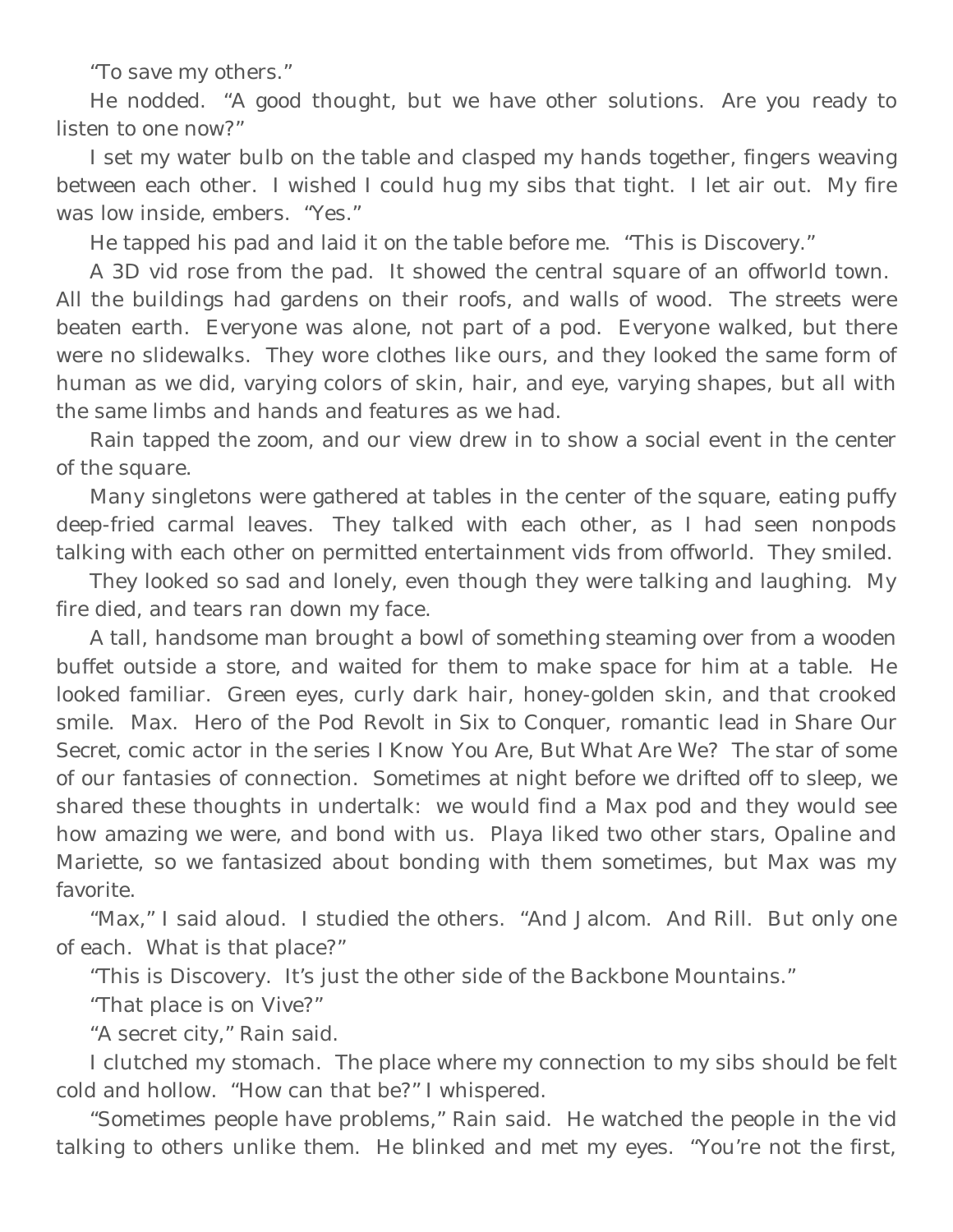"To save my others."

He nodded. "A good thought, but we have other solutions. Are you ready to listen to one now?"

I set my water bulb on the table and clasped my hands together, fingers weaving between each other. I wished I could hug my sibs that tight. I let air out. My fire was low inside, embers. "Yes."

He tapped his pad and laid it on the table before me. "This is Discovery."

A 3D vid rose from the pad. It showed the central square of an offworld town. All the buildings had gardens on their roofs, and walls of wood. The streets were beaten earth. Everyone was alone, not part of a pod. Everyone walked, but there were no slidewalks. They wore clothes like ours, and they looked the same form of human as we did, varying colors of skin, hair, and eye, varying shapes, but all with the same limbs and hands and features as we had.

Rain tapped the zoom, and our view drew in to show a social event in the center of the square.

Many singletons were gathered at tables in the center of the square, eating puffy deep-fried carmal leaves. They talked with each other, as I had seen nonpods talking with each other on permitted entertainment vids from offworld. They smiled.

They looked so sad and lonely, even though they were talking and laughing. My fire died, and tears ran down my face.

A tall, handsome man brought a bowl of something steaming over from a wooden buffet outside a store, and waited for them to make space for him at a table. He looked familiar. Green eyes, curly dark hair, honey-golden skin, and that crooked smile. Max. Hero of the Pod Revolt in *Six to Conquer*, romantic lead in *Share Our Secret*, comic actor in the series *I Know You Are, But What Are We?* The star of some of our fantasies of connection. Sometimes at night before we drifted off to sleep, we shared these thoughts in undertalk: we would find a Max pod and they would see how amazing we were, and bond with us. Playa liked two other stars, Opaline and Mariette, so we fantasized about bonding with them sometimes, but Max was my favorite.

"Max," I said aloud. I studied the others. "And Jalcom. And Rill. But only one of each. What is that place?"

"This is Discovery. It's just the other side of the Backbone Mountains."

"That place is on Vive?"

"A secret city," Rain said.

I clutched my stomach. The place where my connection to my sibs should be felt cold and hollow. "How can that be?" I whispered.

"Sometimes people have problems," Rain said. He watched the people in the vid talking to others unlike them. He blinked and met my eyes. "You're not the first,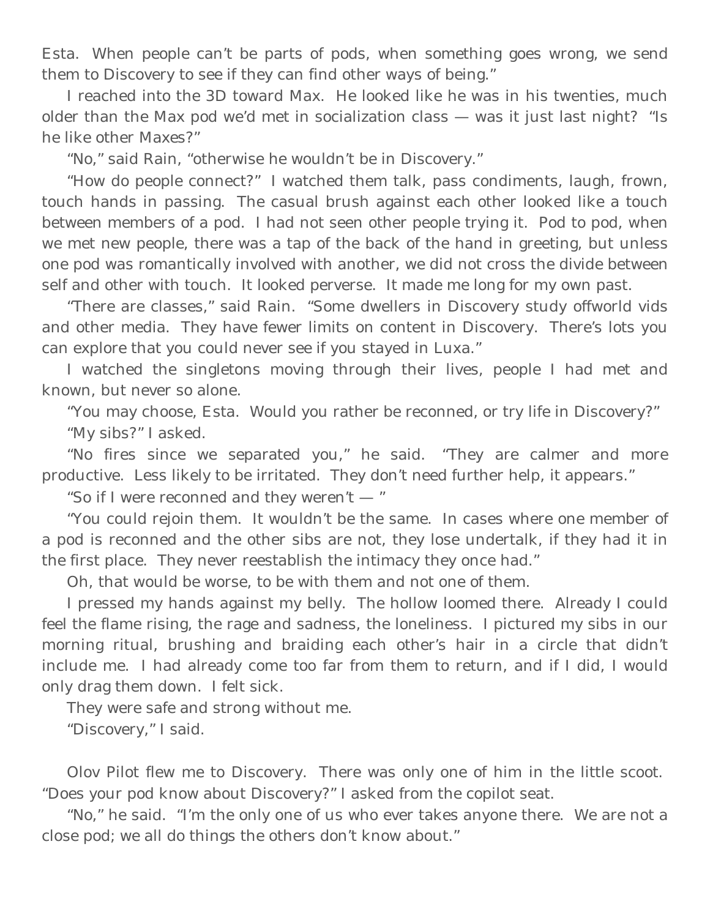Esta. When people can't be parts of pods, when something goes wrong, we send them to Discovery to see if they can find other ways of being."

I reached into the 3D toward Max. He looked like he was in his twenties, much older than the Max pod we'd met in socialization class — was it just last night? "Is he like other Maxes?"

"No," said Rain, "otherwise he wouldn't be in Discovery."

"How do people connect?" I watched them talk, pass condiments, laugh, frown, touch hands in passing. The casual brush against each other looked like a touch between members of a pod. I had not seen other people trying it. Pod to pod, when we met new people, there was a tap of the back of the hand in greeting, but unless one pod was romantically involved with another, we did not cross the divide between self and other with touch. It looked perverse. It made me long for my own past.

"There are classes," said Rain. "Some dwellers in Discovery study offworld vids and other media. They have fewer limits on content in Discovery. There's lots you can explore that you could never see if you stayed in Luxa."

I watched the singletons moving through their lives, people I had met and known, but never so alone.

"You may choose, Esta. Would you rather be reconned, or try life in Discovery?"

"My sibs?" I asked.

"No fires since we separated you," he said. "They are calmer and more productive. Less likely to be irritated. They don't need further help, it appears."

"So if I were reconned and they weren't — "

"You could rejoin them. It wouldn't be the same. In cases where one member of a pod is reconned and the other sibs are not, they lose undertalk, if they had it in the first place. They never reestablish the intimacy they once had."

Oh, that would be worse, to be with them and not one of them.

I pressed my hands against my belly. The hollow loomed there. Already I could feel the flame rising, the rage and sadness, the loneliness. I pictured my sibs in our morning ritual, brushing and braiding each other's hair in a circle that didn't include me. I had already come too far from them to return, and if I did, I would only drag them down. I felt sick.

They were safe and strong without me.

"Discovery," I said.

Olov Pilot flew me to Discovery. There was only one of him in the little scoot. "Does your pod know about Discovery?" I asked from the copilot seat.

"No," he said. "I'm the only one of us who ever takes anyone there. We are not a close pod; we all do things the others don't know about."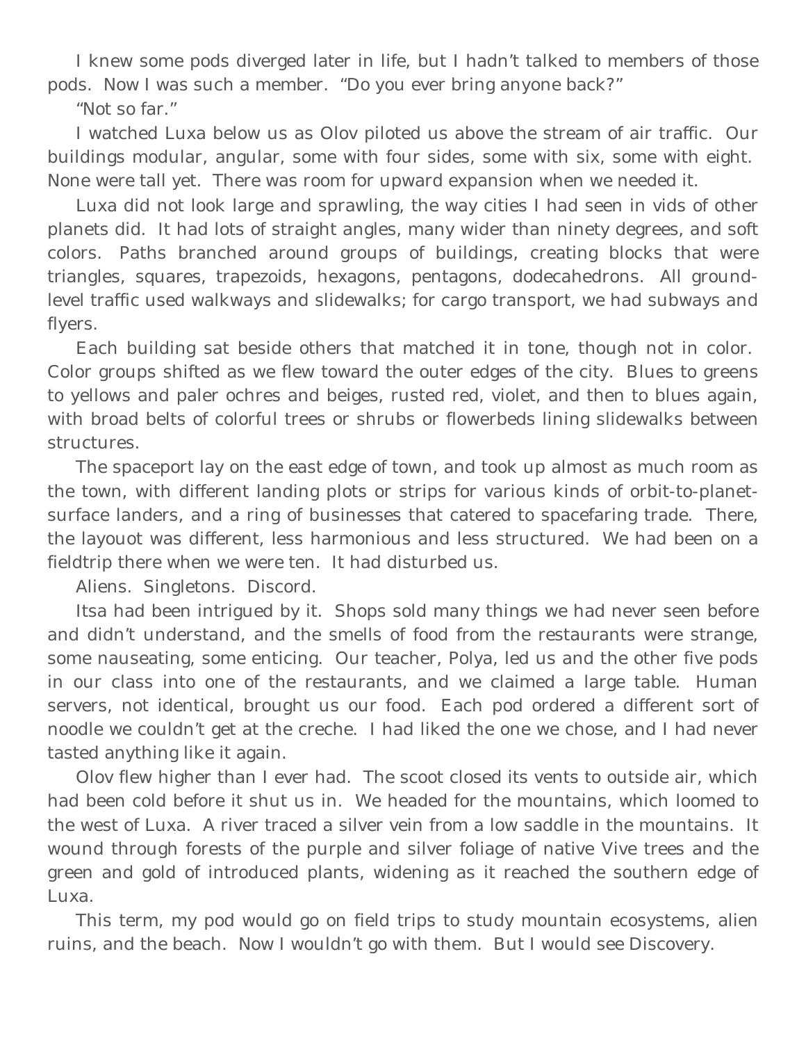I knew some pods diverged later in life, but I hadn't talked to members of those pods. Now I was such a member. "Do you ever bring anyone back?"

"Not so far."

I watched Luxa below us as Olov piloted us above the stream of air traffic. Our buildings modular, angular, some with four sides, some with six, some with eight. None were tall yet. There was room for upward expansion when we needed it.

Luxa did not look large and sprawling, the way cities I had seen in vids of other planets did. It had lots of straight angles, many wider than ninety degrees, and soft colors. Paths branched around groups of buildings, creating blocks that were triangles, squares, trapezoids, hexagons, pentagons, dodecahedrons. All ground-level traffic used walkways and slidewalks; for cargo transport, we had subways and flyers.

Each building sat beside others that matched it in tone, though not in color. Color groups shifted as we flew toward the outer edges of the city. Blues to greens to yellows and paler ochres and beiges, rusted red, violet, and then to blues again, with broad belts of colorful trees or shrubs or flowerbeds lining slidewalks between structures.

The spaceport lay on the east edge of town, and took up almost as much room as the town, with different landing plots or strips for various kinds of orbit-to-planet-surface landers, and a ring of businesses that catered to spacefaring trade. There, the layouot was different, less harmonious and less structured. We had been on a fieldtrip there when we were ten. It had disturbed us.

Aliens. Singletons. Discord.

Itsa had been intrigued by it. Shops sold many things we had never seen before and didn't understand, and the smells of food from the restaurants were strange, some nauseating, some enticing. Our teacher, Polya, led us and the other five pods in our class into one of the restaurants, and we claimed a large table. Human servers, not identical, brought us our food. Each pod ordered a different sort of noodle we couldn't get at the creche. I had liked the one we chose, and I had never tasted anything like it again.

Olov flew higher than I ever had. The scoot closed its vents to outside air, which had been cold before it shut us in. We headed for the mountains, which loomed to the west of Luxa. A river traced a silver vein from a low saddle in the mountains. It wound through forests of the purple and silver foliage of native Vive trees and the green and gold of introduced plants, widening as it reached the southern edge of Luxa.

This term, my pod would go on field trips to study mountain ecosystems, alien ruins, and the beach. Now I wouldn't go with them. But I would see Discovery.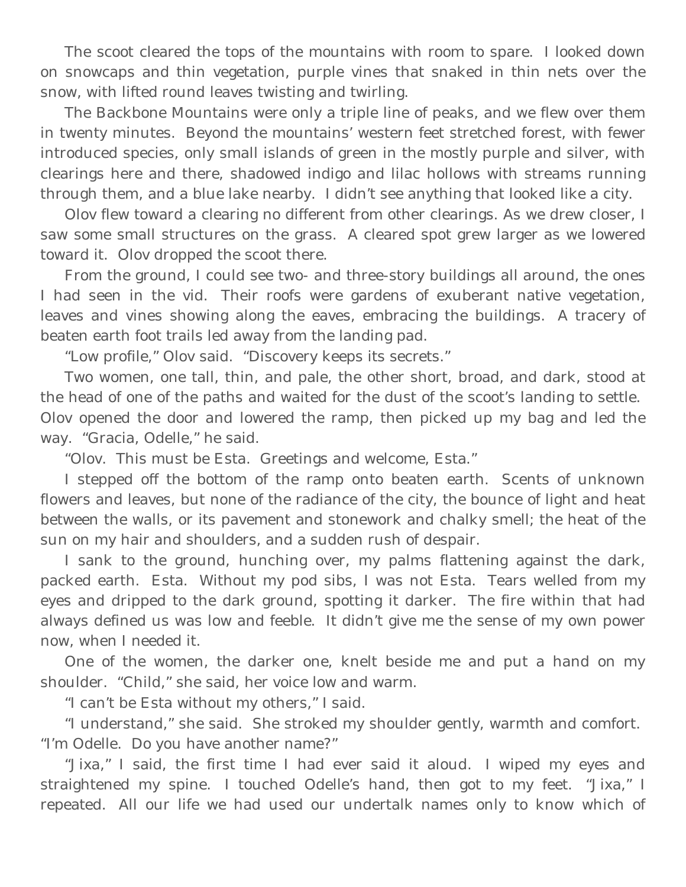The scoot cleared the tops of the mountains with room to spare. I looked down on snowcaps and thin vegetation, purple vines that snaked in thin nets over the snow, with lifted round leaves twisting and twirling.

The Backbone Mountains were only a triple line of peaks, and we flew over them in twenty minutes. Beyond the mountains' western feet stretched forest, with fewer introduced species, only small islands of green in the mostly purple and silver, with clearings here and there, shadowed indigo and lilac hollows with streams running through them, and a blue lake nearby. I didn't see anything that looked like a city.

Olov flew toward a clearing no different from other clearings. As we drew closer, I saw some small structures on the grass. A cleared spot grew larger as we lowered toward it. Olov dropped the scoot there.

From the ground, I could see two- and three-story buildings all around, the ones I had seen in the vid. Their roofs were gardens of exuberant native vegetation, leaves and vines showing along the eaves, embracing the buildings. A tracery of beaten earth foot trails led away from the landing pad.

"Low profile," Olov said. "Discovery keeps its secrets."

Two women, one tall, thin, and pale, the other short, broad, and dark, stood at the head of one of the paths and waited for the dust of the scoot's landing to settle. Olov opened the door and lowered the ramp, then picked up my bag and led the way. "Gracia, Odelle," he said.

"Olov. This must be Esta. Greetings and welcome, Esta."

I stepped off the bottom of the ramp onto beaten earth. Scents of unknown flowers and leaves, but none of the radiance of the city, the bounce of light and heat between the walls, or its pavement and stonework and chalky smell; the heat of the sun on my hair and shoulders, and a sudden rush of despair.

I sank to the ground, hunching over, my palms flattening against the dark, packed earth. Esta. Without my pod sibs, I was not Esta. Tears welled from my eyes and dripped to the dark ground, spotting it darker. The fire within that had always defined us was low and feeble. It didn't give me the sense of my own power now, when I needed it.

One of the women, the darker one, knelt beside me and put a hand on my shoulder. "Child," she said, her voice low and warm.

"I can't be Esta without my others," I said.

"I understand," she said. She stroked my shoulder gently, warmth and comfort. "I'm Odelle. Do you have another name?"

"Jixa," I said, the first time I had ever said it aloud. I wiped my eyes and straightened my spine. I touched Odelle's hand, then got to my feet. "Jixa," I repeated. All our life we had used our undertalk names only to know which of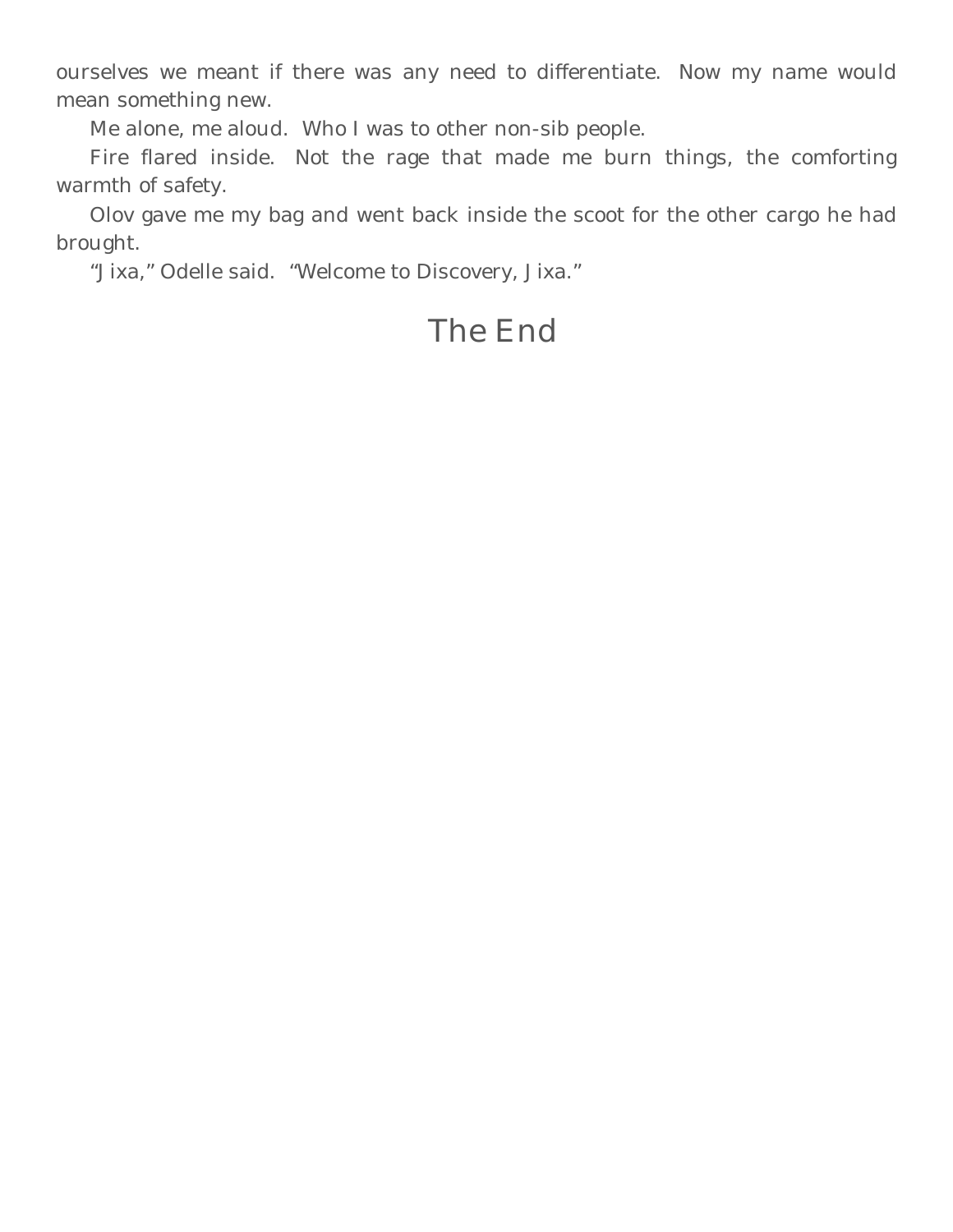ourselves we meant if there was any need to differentiate. Now my name would mean something new.

Me alone, me aloud. Who I was to other non-sib people.

Fire flared inside. Not the rage that made me burn things, the comforting warmth of safety.

Olov gave me my bag and went back inside the scoot for the other cargo he had brought.

"Jixa," Odelle said. "Welcome to Discovery, Jixa."

## The End